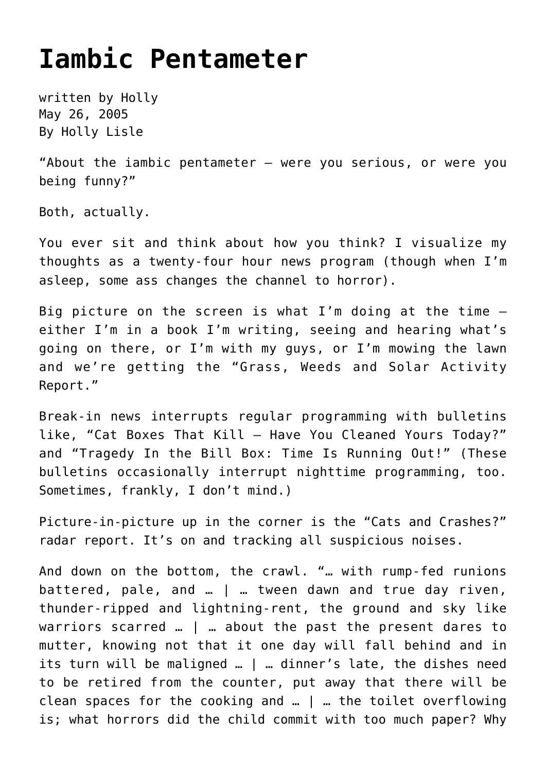# Iambic Pentameter

written by Holly
May 26, 2005
By Holly Lisle

"About the iambic pentameter – were you serious, or were you being funny?"

Both, actually.

You ever sit and think about how you think? I visualize my thoughts as a twenty-four hour news program (though when I'm asleep, some ass changes the channel to horror).

Big picture on the screen is what I'm doing at the time – either I'm in a book I'm writing, seeing and hearing what's going on there, or I'm with my guys, or I'm mowing the lawn and we're getting the "Grass, Weeds and Solar Activity Report."

Break-in news interrupts regular programming with bulletins like, "Cat Boxes That Kill – Have You Cleaned Yours Today?" and "Tragedy In the Bill Box: Time Is Running Out!" (These bulletins occasionally interrupt nighttime programming, too. Sometimes, frankly, I don't mind.)

Picture-in-picture up in the corner is the "Cats and Crashes?" radar report. It's on and tracking all suspicious noises.

And down on the bottom, the crawl. "… with rump-fed runions battered, pale, and … | … tween dawn and true day riven, thunder-ripped and lightning-rent, the ground and sky like warriors scarred … | … about the past the present dares to mutter, knowing not that it one day will fall behind and in its turn will be maligned … | … dinner's late, the dishes need to be retired from the counter, put away that there will be clean spaces for the cooking and … | … the toilet overflowing is; what horrors did the child commit with too much paper? Why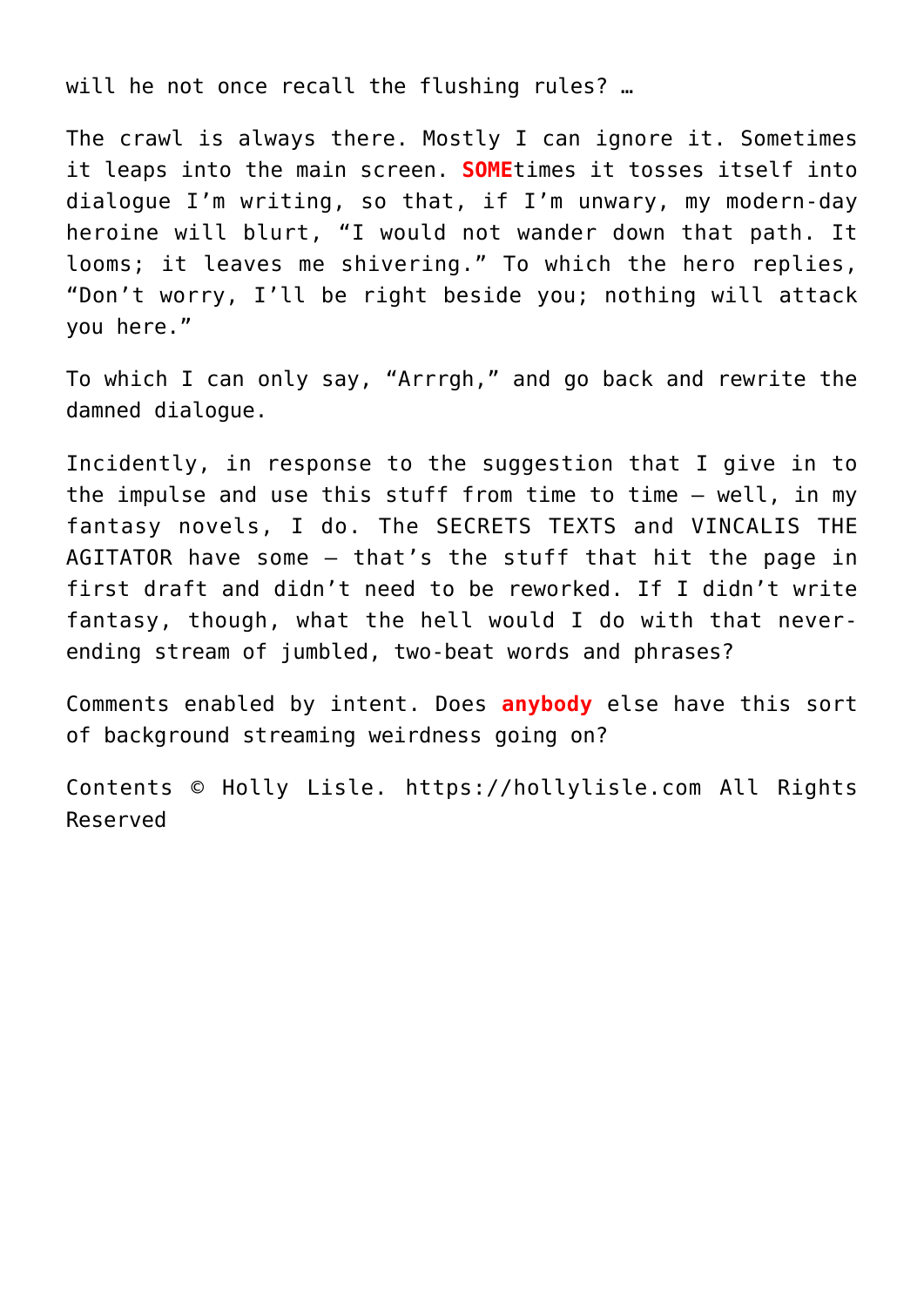will he not once recall the flushing rules? …

The crawl is always there. Mostly I can ignore it. Sometimes it leaps into the main screen. **SOME**times it tosses itself into dialogue I'm writing, so that, if I'm unwary, my modern-day heroine will blurt, "I would not wander down that path. It looms; it leaves me shivering." To which the hero replies, "Don't worry, I'll be right beside you; nothing will attack you here."

To which I can only say, "Arrrgh," and go back and rewrite the damned dialogue.

Incidently, in response to the suggestion that I give in to the impulse and use this stuff from time to time — well, in my fantasy novels, I do. The SECRETS TEXTS and VINCALIS THE AGITATOR have some — that's the stuff that hit the page in first draft and didn't need to be reworked. If I didn't write fantasy, though, what the hell would I do with that never-ending stream of jumbled, two-beat words and phrases?

Comments enabled by intent. Does **anybody** else have this sort of background streaming weirdness going on?

Contents © Holly Lisle. https://hollylisle.com All Rights Reserved